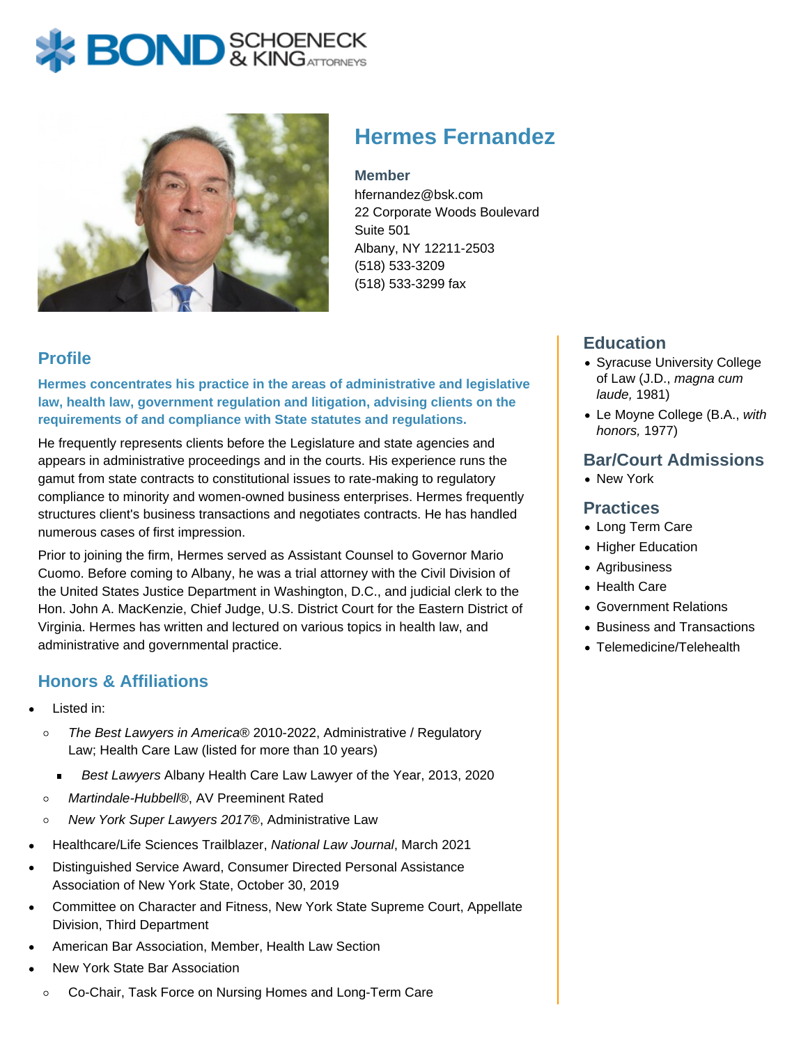# Hermes Fernandez

**Member**
hfernandez@bsk.com
22 Corporate Woods Boulevard
Suite 501
Albany, NY 12211-2503
(518) 533-3209
(518) 533-3299 fax

## Profile

**Hermes concentrates his practice in the areas of administrative and legislative law, health law, government regulation and litigation, advising clients on the requirements of and compliance with State statutes and regulations.**

He frequently represents clients before the Legislature and state agencies and appears in administrative proceedings and in the courts. His experience runs the gamut from state contracts to constitutional issues to rate-making to regulatory compliance to minority and women-owned business enterprises. Hermes frequently structures client's business transactions and negotiates contracts. He has handled numerous cases of first impression.

Prior to joining the firm, Hermes served as Assistant Counsel to Governor Mario Cuomo. Before coming to Albany, he was a trial attorney with the Civil Division of the United States Justice Department in Washington, D.C., and judicial clerk to the Hon. John A. MacKenzie, Chief Judge, U.S. District Court for the Eastern District of Virginia. Hermes has written and lectured on various topics in health law, and administrative and governmental practice.

## Honors & Affiliations

- Listed in:
  - *The Best Lawyers in America*® 2010-2022, Administrative / Regulatory Law; Health Care Law (listed for more than 10 years)
    - *Best Lawyers* Albany Health Care Law Lawyer of the Year, 2013, 2020
  - *Martindale-Hubbell*®, AV Preeminent Rated
  - *New York Super Lawyers 2017*®, Administrative Law
- Healthcare/Life Sciences Trailblazer, *National Law Journal*, March 2021
- Distinguished Service Award, Consumer Directed Personal Assistance Association of New York State, October 30, 2019
- Committee on Character and Fitness, New York State Supreme Court, Appellate Division, Third Department
- American Bar Association, Member, Health Law Section
- New York State Bar Association
  - Co-Chair, Task Force on Nursing Homes and Long-Term Care

## Education

- Syracuse University College of Law (J.D., *magna cum laude,* 1981)
- Le Moyne College (B.A., *with honors,* 1977)

## Bar/Court Admissions

- New York

## Practices

- Long Term Care
- Higher Education
- Agribusiness
- Health Care
- Government Relations
- Business and Transactions
- Telemedicine/Telehealth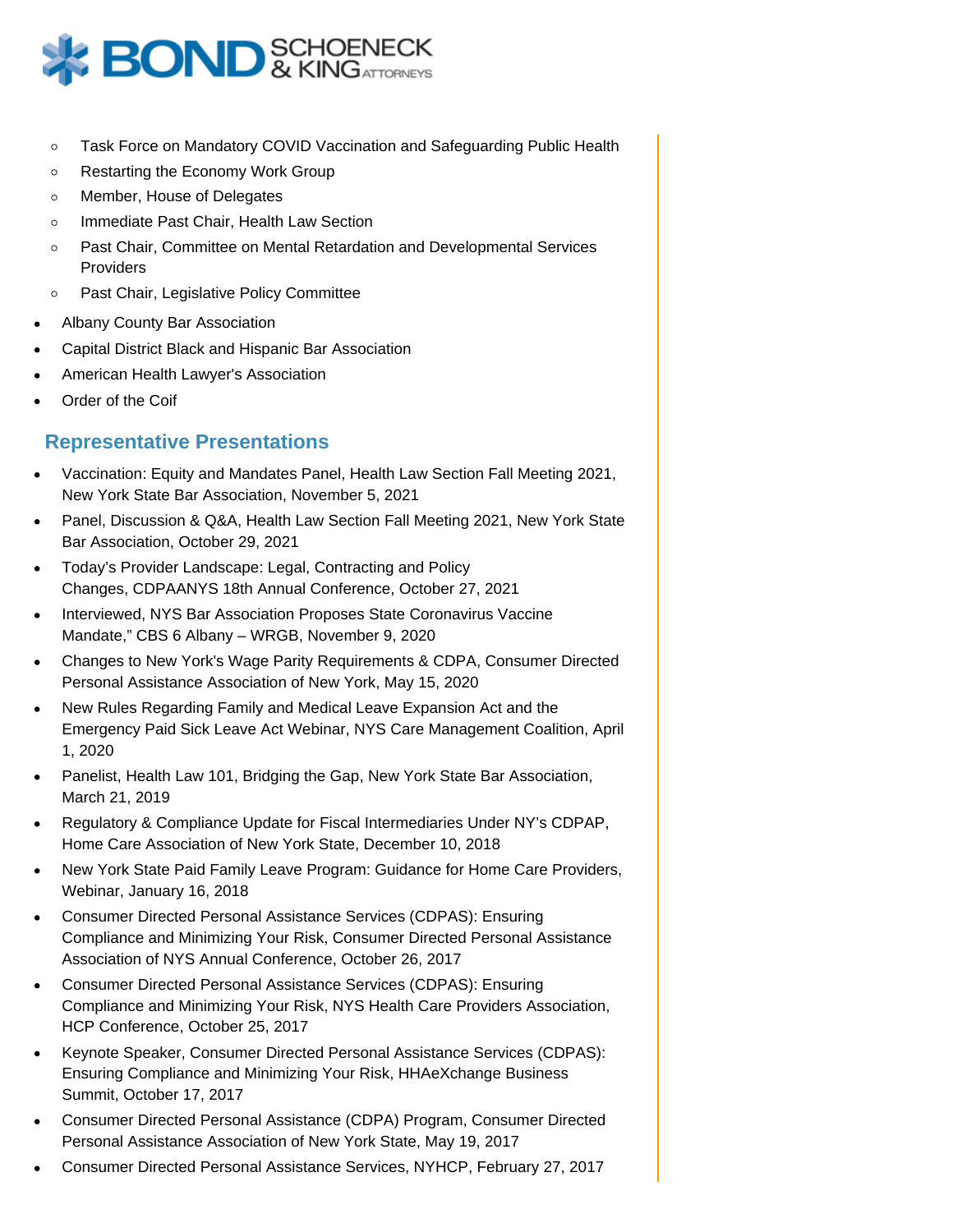- Task Force on Mandatory COVID Vaccination and Safeguarding Public Health
  - Restarting the Economy Work Group
  - Member, House of Delegates
  - Immediate Past Chair, Health Law Section
  - Past Chair, Committee on Mental Retardation and Developmental Services Providers
  - Past Chair, Legislative Policy Committee
- Albany County Bar Association
- Capital District Black and Hispanic Bar Association
- American Health Lawyer's Association
- Order of the Coif

## Representative Presentations

- Vaccination: Equity and Mandates Panel, Health Law Section Fall Meeting 2021, New York State Bar Association, November 5, 2021
- Panel, Discussion & Q&A, Health Law Section Fall Meeting 2021, New York State Bar Association, October 29, 2021
- Today's Provider Landscape: Legal, Contracting and Policy Changes, CDPAANYS 18th Annual Conference, October 27, 2021
- Interviewed, NYS Bar Association Proposes State Coronavirus Vaccine Mandate," CBS 6 Albany – WRGB, November 9, 2020
- Changes to New York's Wage Parity Requirements & CDPA, Consumer Directed Personal Assistance Association of New York, May 15, 2020
- New Rules Regarding Family and Medical Leave Expansion Act and the Emergency Paid Sick Leave Act Webinar, NYS Care Management Coalition, April 1, 2020
- Panelist, Health Law 101, Bridging the Gap, New York State Bar Association, March 21, 2019
- Regulatory & Compliance Update for Fiscal Intermediaries Under NY's CDPAP, Home Care Association of New York State, December 10, 2018
- New York State Paid Family Leave Program: Guidance for Home Care Providers, Webinar, January 16, 2018
- Consumer Directed Personal Assistance Services (CDPAS): Ensuring Compliance and Minimizing Your Risk, Consumer Directed Personal Assistance Association of NYS Annual Conference, October 26, 2017
- Consumer Directed Personal Assistance Services (CDPAS): Ensuring Compliance and Minimizing Your Risk, NYS Health Care Providers Association, HCP Conference, October 25, 2017
- Keynote Speaker, Consumer Directed Personal Assistance Services (CDPAS): Ensuring Compliance and Minimizing Your Risk, HHAeXchange Business Summit, October 17, 2017
- Consumer Directed Personal Assistance (CDPA) Program, Consumer Directed Personal Assistance Association of New York State, May 19, 2017
- Consumer Directed Personal Assistance Services, NYHCP, February 27, 2017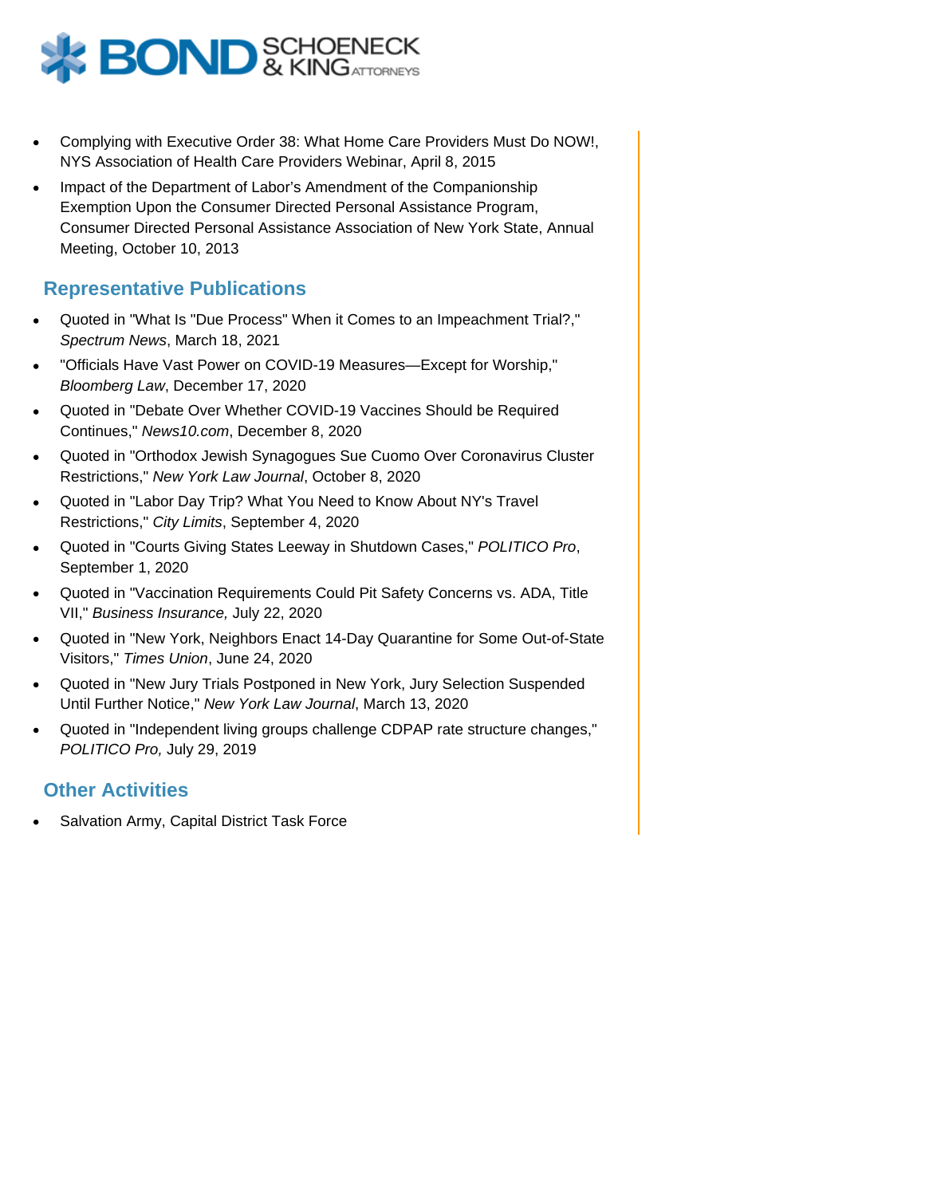- Complying with Executive Order 38: What Home Care Providers Must Do NOW!, NYS Association of Health Care Providers Webinar, April 8, 2015
- Impact of the Department of Labor's Amendment of the Companionship Exemption Upon the Consumer Directed Personal Assistance Program, Consumer Directed Personal Assistance Association of New York State, Annual Meeting, October 10, 2013

## Representative Publications

- Quoted in "What Is "Due Process" When it Comes to an Impeachment Trial?," *Spectrum News*, March 18, 2021
- "Officials Have Vast Power on COVID-19 Measures—Except for Worship," *Bloomberg Law*, December 17, 2020
- Quoted in "Debate Over Whether COVID-19 Vaccines Should be Required Continues," *News10.com*, December 8, 2020
- Quoted in "Orthodox Jewish Synagogues Sue Cuomo Over Coronavirus Cluster Restrictions," *New York Law Journal*, October 8, 2020
- Quoted in "Labor Day Trip? What You Need to Know About NY's Travel Restrictions," *City Limits*, September 4, 2020
- Quoted in "Courts Giving States Leeway in Shutdown Cases," *POLITICO Pro*, September 1, 2020
- Quoted in "Vaccination Requirements Could Pit Safety Concerns vs. ADA, Title VII," *Business Insurance,* July 22, 2020
- Quoted in "New York, Neighbors Enact 14-Day Quarantine for Some Out-of-State Visitors," *Times Union*, June 24, 2020
- Quoted in "New Jury Trials Postponed in New York, Jury Selection Suspended Until Further Notice," *New York Law Journal*, March 13, 2020
- Quoted in "Independent living groups challenge CDPAP rate structure changes," *POLITICO Pro,* July 29, 2019

## Other Activities

- Salvation Army, Capital District Task Force